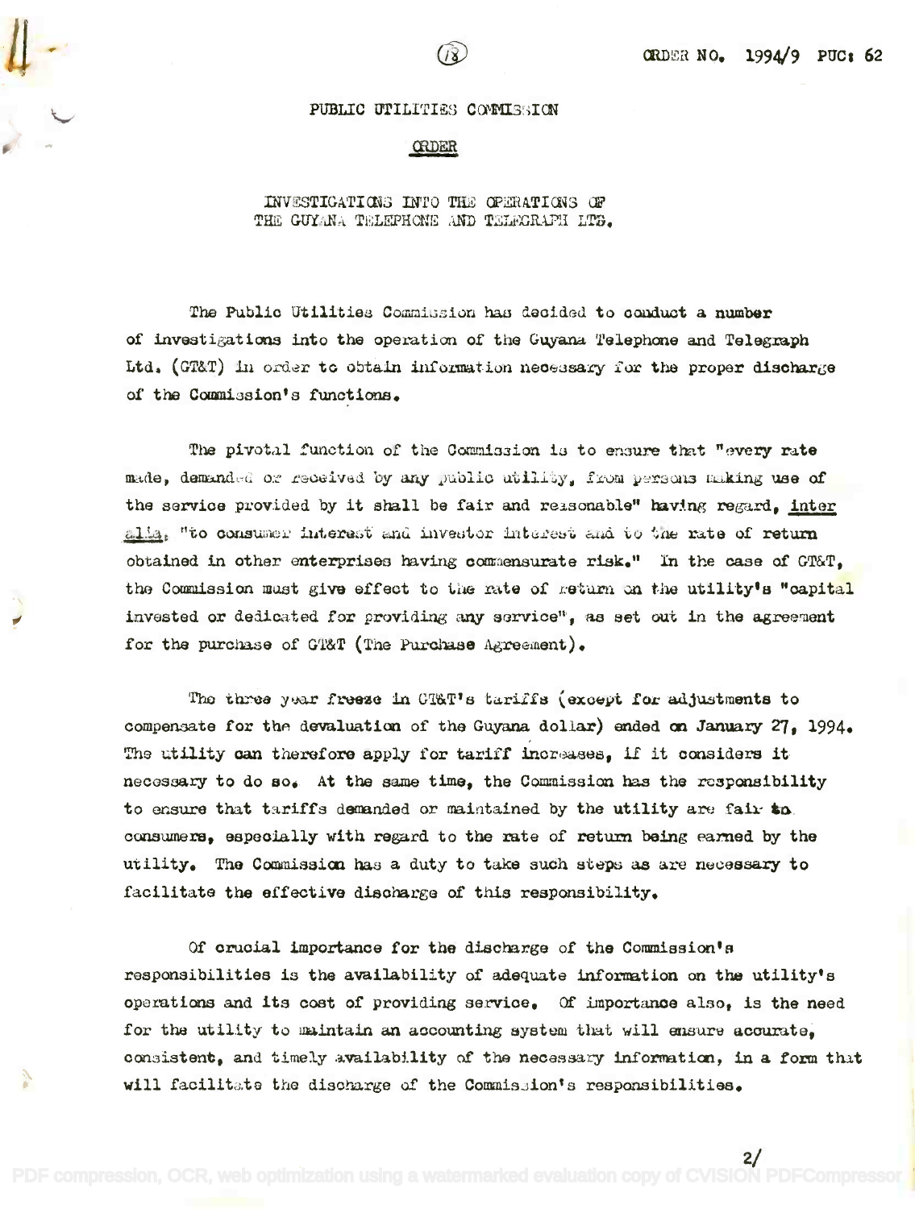ORDER NO. 1994/9 PUC: 62

PUBLIC UTILITIES COMMISSION

**ORDER**

INVESTIGATIONS INTO THE OPERATIONS OF THE GUYANA TELEPHONE AND TELEGRAPH LTD.

The Public Utilities Commission has decided to conduct a number of investigations into the operation of the Guyana Telephone and Telegraph Ltd. (GT&T) in order to obtain information necessary for the proper discharge of the Commission's functions.

The pivotal function of the Commission is to ensure that "every rate made, demanded or received by any public utility, from persons making use of the service provided by it shall be fair and reasonable" having regard, _inter alia_, "to consumer interest and investor interest and to the rate of return obtained in other enterprises having commensurate risk." In the case of GT&T, the Commission must give effect to the rate of return on the utility's "capital invested or dedicated for providing any service", as set out in the agreement for the purchase of GT&T (The Purchase Agreement).

The three year freeze in GT&T's tariffs (except for adjustments to compensate for the devaluation of the Guyana dollar) ended on January 27, 1994. The utility can therefore apply for tariff increases, if it considers it necessary to do so. At the same time, the Commission has the responsibility to ensure that tariffs demanded or maintained by the utility are fair to consumers, especially with regard to the rate of return being earned by the utility. The Commission has a duty to take such steps as are necessary to facilitate the effective discharge of this responsibility.

Of crucial importance for the discharge of the Commission's responsibilities is the availability of adequate information on the utility's operations and its cost of providing service. Of importance also, is the need for the utility to maintain an accounting system that will ensure accurate, consistent, and timely availability of the necessary information, in a form that will facilitate the discharge of the Commission's responsibilities.

2/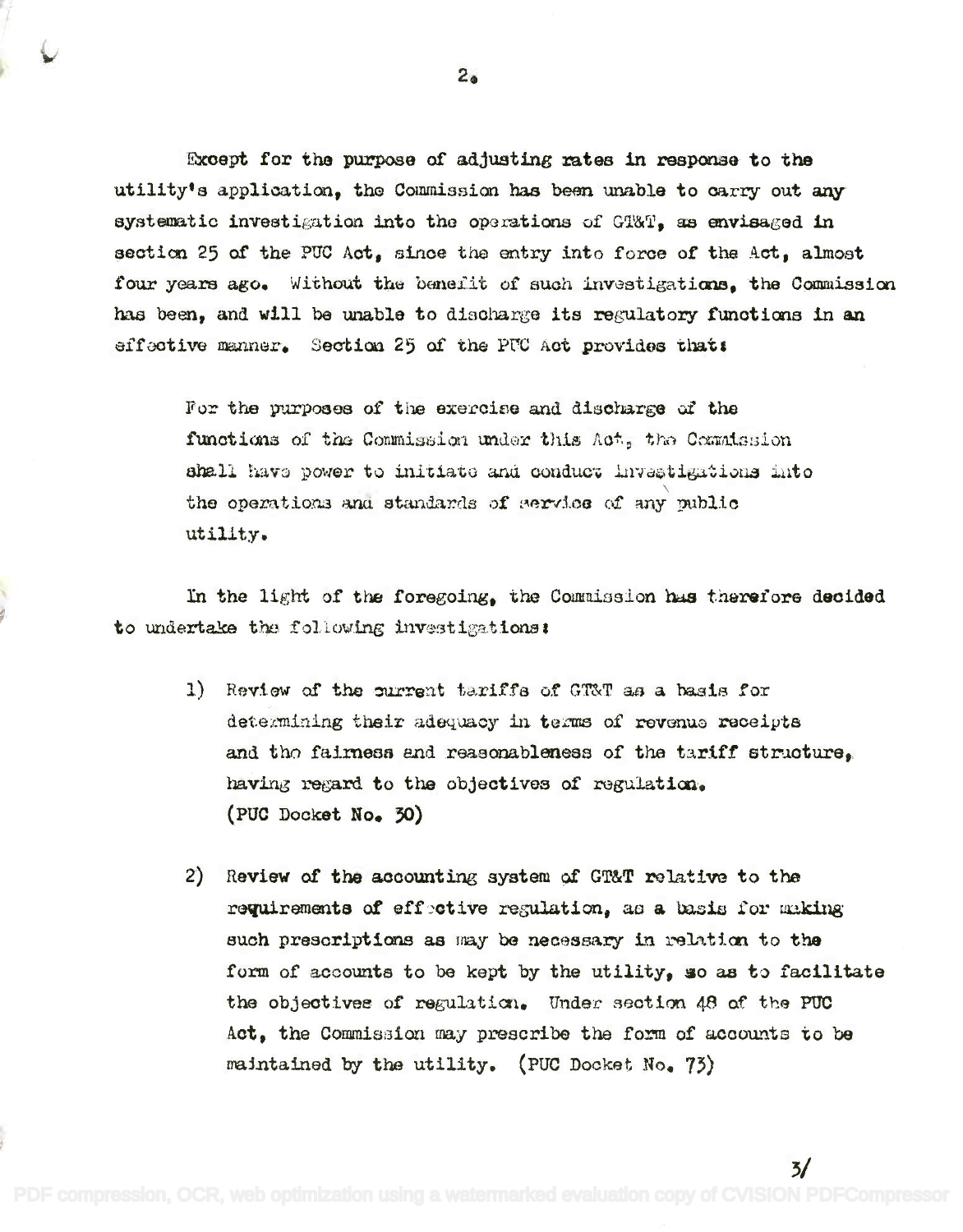Except for the purpose of adjusting rates in response to the utility's application, the Commission has been unable to carry out any systematic investigation into the operations of GT&T, as envisaged in section 25 of the PUC Act, since the entry into force of the Act, almost four years ago. Without the benefit of such investigations, the Commission has been, and will be unable to discharge its regulatory functions in an effective manner. Section 25 of the PUC Act provides that:

> For the purposes of the exercise and discharge of the functions of the Commission under this Act, the Commission shall have power to initiate and conduct investigations into the operations and standards of service of any public utility.

In the light of the foregoing, the Commission has therefore decided to undertake the following investigations:

1) Review of the current tariffs of GT&T as a basis for determining their adequacy in terms of revenue receipts and the fairness and reasonableness of the tariff structure, having regard to the objectives of regulation. (PUC Docket No. 30)

2) Review of the accounting system of GT&T relative to the requirements of effective regulation, as a basis for making such prescriptions as may be necessary in relation to the form of accounts to be kept by the utility, so as to facilitate the objectives of regulation. Under section 48 of the PUC Act, the Commission may prescribe the form of accounts to be maintained by the utility. (PUC Docket No. 73)

3/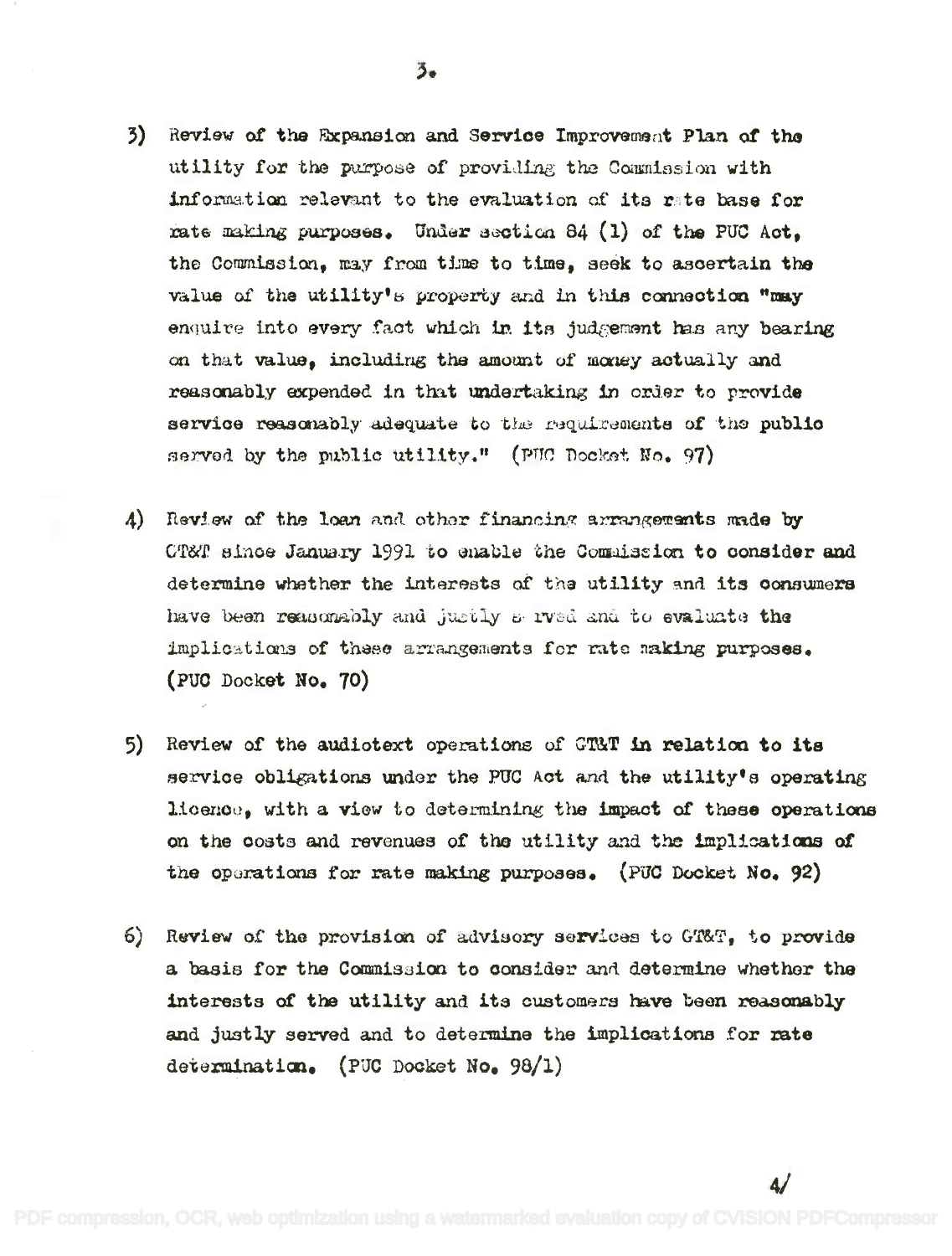3) Review of the Expansion and Service Improvement Plan of the utility for the purpose of providing the Commission with information relevant to the evaluation of its rate base for rate making purposes. Under section 84 (1) of the PUC Act, the Commission, may from time to time, seek to ascertain the value of the utility's property and in this connection "may enquire into every fact which in its judgement has any bearing on that value, including the amount of money actually and reasonably expended in that undertaking in order to provide service reasonably adequate to the requirements of the public served by the public utility." (PUC Docket No. 97)

4) Review of the loan and other financing arrangements made by GT&T since January 1991 to enable the Commission to consider and determine whether the interests of the utility and its consumers have been reasonably and justly served and to evaluate the implications of these arrangements for rate making purposes. (PUC Docket No. 70)

5) Review of the audiotext operations of GT&T in relation to its service obligations under the PUC Act and the utility's operating licence, with a view to determining the impact of these operations on the costs and revenues of the utility and the implications of the operations for rate making purposes. (PUC Docket No. 92)

6) Review of the provision of advisory services to GT&T, to provide a basis for the Commission to consider and determine whether the interests of the utility and its customers have been reasonably and justly served and to determine the implications for rate determination. (PUC Docket No. 98/1)

4/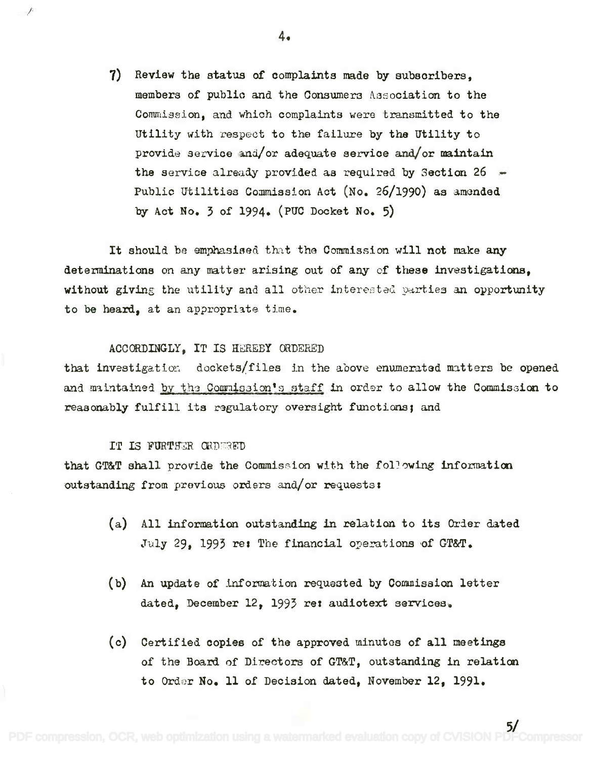7) Review the status of complaints made by subscribers, members of public and the Consumers Association to the Commission, and which complaints were transmitted to the Utility with respect to the failure by the Utility to provide service and/or adequate service and/or maintain the service already provided as required by Section 26 - Public Utilities Commission Act (No. 26/1990) as amended by Act No. 3 of 1994. (PUC Docket No. 5)

It should be emphasised that the Commission will not make any determinations on any matter arising out of any of these investigations, without giving the utility and all other interested parties an opportunity to be heard, at an appropriate time.

ACCORDINGLY, IT IS HEREBY ORDERED

that investigation dockets/files in the above enumerated matters be opened and maintained <u>by the Commission's staff</u> in order to allow the Commission to reasonably fulfill its regulatory oversight functions; and

IT IS FURTHER ORDERED

that GT&T shall provide the Commission with the following information outstanding from previous orders and/or requests:

(a) All information outstanding in relation to its Order dated July 29, 1993 re: The financial operations of GT&T.

(b) An update of information requested by Commission letter dated, December 12, 1993 re: audiotext services.

(c) Certified copies of the approved minutes of all meetings of the Board of Directors of GT&T, outstanding in relation to Order No. 11 of Decision dated, November 12, 1991.

5/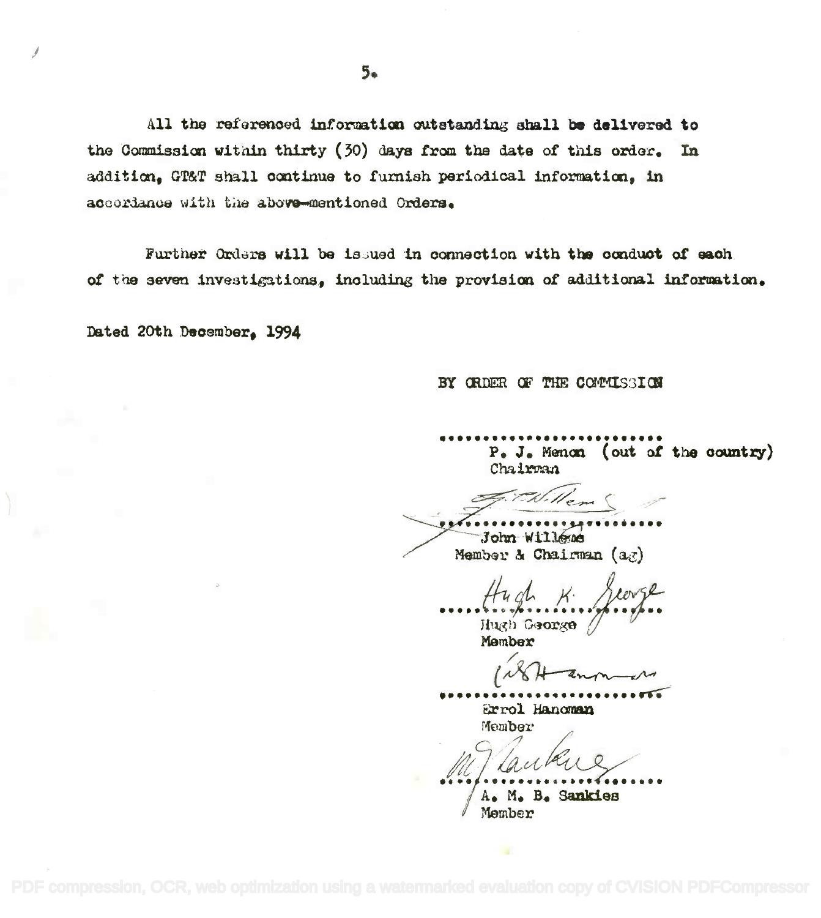All the referenced information outstanding shall be delivered to the Commission within thirty (30) days from the date of this order. In addition, GT&T shall continue to furnish periodical information, in accordance with the above-mentioned Orders.

Further Orders will be issued in connection with the conduct of each of the seven investigations, including the provision of additional information.

Dated 20th December, 1994

BY ORDER OF THE COMMISSION

........................
P. J. Menon (out of the country)
Chairman

........................
John Willems
Member & Chairman (ag)

........................
Hugh George
Member

........................
Errol Hanoman
Member

........................
A. M. B. Sankies
Member